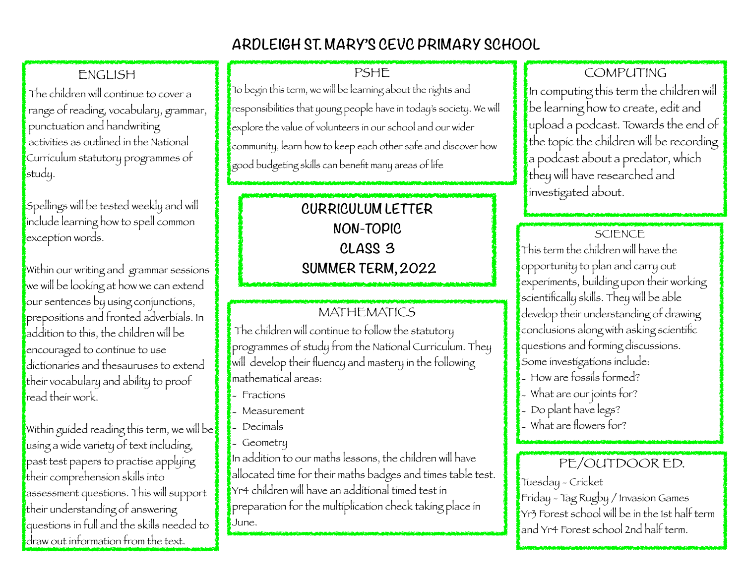# ARDLEIGH ST. MARY'S CEVC PRIMARY SCHOOL

## CURRICULUM LETTER
## NON-TOPIC
## CLASS 3
## SUMMER TERM, 2022

## ENGLISH

The children will continue to cover a range of reading, vocabulary, grammar, punctuation and handwriting activities as outlined in the National Curriculum statutory programmes of study.

Spellings will be tested weekly and will include learning how to spell common exception words.

Within our writing and grammar sessions we will be looking at how we can extend our sentences by using conjunctions, prepositions and fronted adverbials. In addition to this, the children will be encouraged to continue to use dictionaries and thesauruses to extend their vocabulary and ability to proof read their work.

Within guided reading this term, we will be using a wide variety of text including, past test papers to practise applying their comprehension skills into assessment questions. This will support their understanding of answering questions in full and the skills needed to draw out information from the text.

## PSHE

To begin this term, we will be learning about the rights and responsibilities that young people have in today's society. We will explore the value of volunteers in our school and our wider community, learn how to keep each other safe and discover how good budgeting skills can benefit many areas of life

## MATHEMATICS

The children will continue to follow the statutory programmes of study from the National Curriculum. They will develop their fluency and mastery in the following mathematical areas:

- Fractions
- Measurement
- Decimals
- Geometry

In addition to our maths lessons, the children will have allocated time for their maths badges and times table test. Yr4 children will have an additional timed test in preparation for the multiplication check taking place in June.

## COMPUTING

In computing this term the children will be learning how to create, edit and upload a podcast. Towards the end of the topic the children will be recording a podcast about a predator, which they will have researched and investigated about.

## SCIENCE

This term the children will have the opportunity to plan and carry out experiments, building upon their working scientifically skills. They will be able develop their understanding of drawing conclusions along with asking scientific questions and forming discussions.

Some investigations include:

- How are fossils formed?
- What are our joints for?
- Do plant have legs?
- What are flowers for?

## PE/OUTDOOR ED.

Tuesday - Cricket
Friday - Tag Rugby / Invasion Games
Yr3 Forest school will be in the 1st half term and Yr4 Forest school 2nd half term.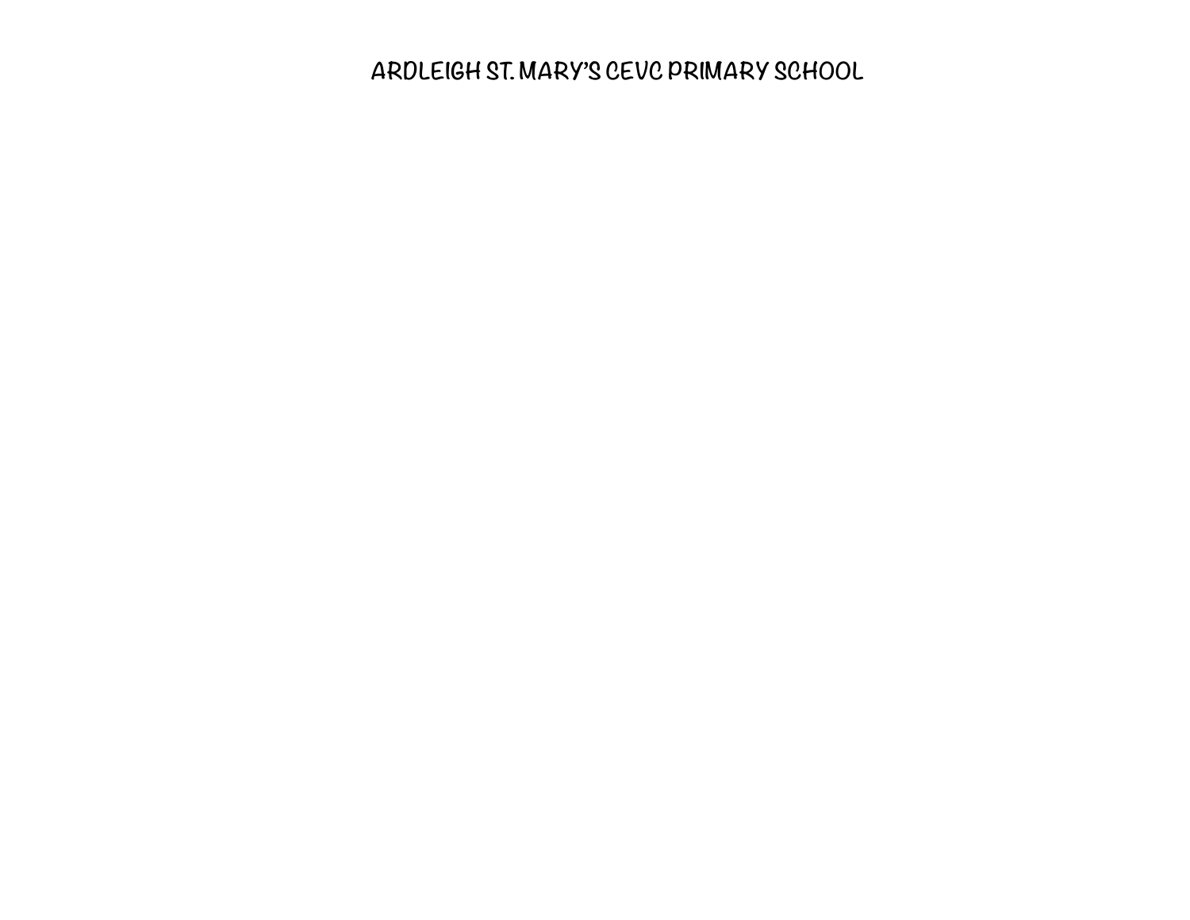ARDLEIGH ST. MARY'S CEVC PRIMARY SCHOOL